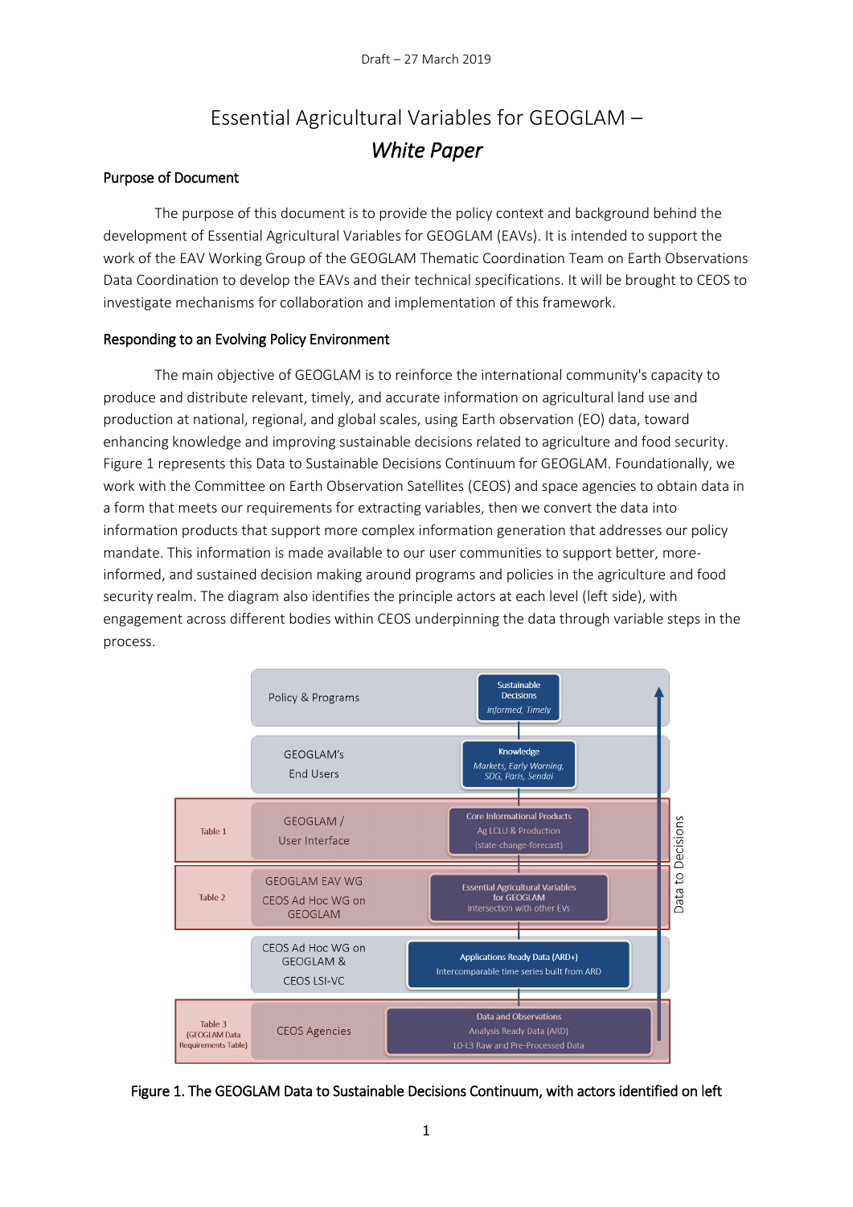# Essential Agricultural Variables for GEOGLAM – *White Paper*

## Purpose of Document

The purpose of this document is to provide the policy context and background behind the development of Essential Agricultural Variables for GEOGLAM (EAVs). It is intended to support the work of the EAV Working Group of the GEOGLAM Thematic Coordination Team on Earth Observations Data Coordination to develop the EAVs and their technical specifications. It will be brought to CEOS to investigate mechanisms for collaboration and implementation of this framework.

## Responding to an Evolving Policy Environment

The main objective of GEOGLAM is to reinforce the international community's capacity to produce and distribute relevant, timely, and accurate information on agricultural land use and production at national, regional, and global scales, using Earth observation (EO) data, toward enhancing knowledge and improving sustainable decisions related to agriculture and food security. Figure 1 represents this Data to Sustainable Decisions Continuum for GEOGLAM. Foundationally, we work with the Committee on Earth Observation Satellites (CEOS) and space agencies to obtain data in a form that meets our requirements for extracting variables, then we convert the data into information products that support more complex information generation that addresses our policy mandate. This information is made available to our user communities to support better, more-informed, and sustained decision making around programs and policies in the agriculture and food security realm. The diagram also identifies the principle actors at each level (left side), with engagement across different bodies within CEOS underpinning the data through variable steps in the process.

| Table | Actors | Level (Data to Decisions ↑) |
|---|---|---|
| | Policy & Programs | **Sustainable Decisions** – *Informed, Timely* |
| | GEOGLAM's End Users | **Knowledge** – *Markets, Early Warning, SDG, Paris, Sendai* |
| Table 1 | GEOGLAM / User Interface | **Core Informational Products** – Ag LCLU & Production (state-change-forecast) |
| Table 2 | GEOGLAM EAV WG; CEOS Ad Hoc WG on GEOGLAM | **Essential Agricultural Variables for GEOGLAM** – Intersection with other EVs |
| | CEOS Ad Hoc WG on GEOGLAM & CEOS LSI-VC | **Applications Ready Data (ARD+)** – Intercomparable time series built from ARD |
| Table 3 (GEOGLAM Data Requirements Table) | CEOS Agencies | **Data and Observations** – Analysis Ready Data (ARD); L0-L3 Raw and Pre-Processed Data |

Figure 1. The GEOGLAM Data to Sustainable Decisions Continuum, with actors identified on left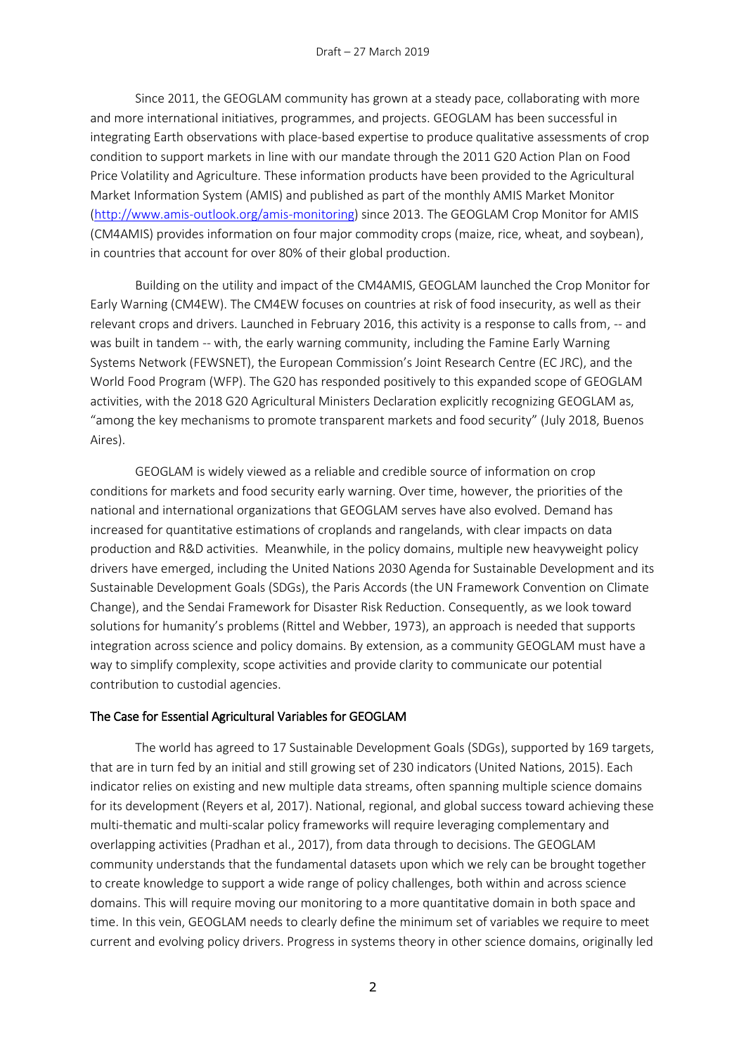Since 2011, the GEOGLAM community has grown at a steady pace, collaborating with more and more international initiatives, programmes, and projects. GEOGLAM has been successful in integrating Earth observations with place-based expertise to produce qualitative assessments of crop condition to support markets in line with our mandate through the 2011 G20 Action Plan on Food Price Volatility and Agriculture. These information products have been provided to the Agricultural Market Information System (AMIS) and published as part of the monthly AMIS Market Monitor (http://www.amis-outlook.org/amis-monitoring) since 2013. The GEOGLAM Crop Monitor for AMIS (CM4AMIS) provides information on four major commodity crops (maize, rice, wheat, and soybean), in countries that account for over 80% of their global production.

Building on the utility and impact of the CM4AMIS, GEOGLAM launched the Crop Monitor for Early Warning (CM4EW). The CM4EW focuses on countries at risk of food insecurity, as well as their relevant crops and drivers. Launched in February 2016, this activity is a response to calls from, -- and was built in tandem -- with, the early warning community, including the Famine Early Warning Systems Network (FEWSNET), the European Commission's Joint Research Centre (EC JRC), and the World Food Program (WFP). The G20 has responded positively to this expanded scope of GEOGLAM activities, with the 2018 G20 Agricultural Ministers Declaration explicitly recognizing GEOGLAM as, "among the key mechanisms to promote transparent markets and food security" (July 2018, Buenos Aires).

GEOGLAM is widely viewed as a reliable and credible source of information on crop conditions for markets and food security early warning. Over time, however, the priorities of the national and international organizations that GEOGLAM serves have also evolved. Demand has increased for quantitative estimations of croplands and rangelands, with clear impacts on data production and R&D activities. Meanwhile, in the policy domains, multiple new heavyweight policy drivers have emerged, including the United Nations 2030 Agenda for Sustainable Development and its Sustainable Development Goals (SDGs), the Paris Accords (the UN Framework Convention on Climate Change), and the Sendai Framework for Disaster Risk Reduction. Consequently, as we look toward solutions for humanity's problems (Rittel and Webber, 1973), an approach is needed that supports integration across science and policy domains. By extension, as a community GEOGLAM must have a way to simplify complexity, scope activities and provide clarity to communicate our potential contribution to custodial agencies.

## The Case for Essential Agricultural Variables for GEOGLAM

The world has agreed to 17 Sustainable Development Goals (SDGs), supported by 169 targets, that are in turn fed by an initial and still growing set of 230 indicators (United Nations, 2015). Each indicator relies on existing and new multiple data streams, often spanning multiple science domains for its development (Reyers et al, 2017). National, regional, and global success toward achieving these multi-thematic and multi-scalar policy frameworks will require leveraging complementary and overlapping activities (Pradhan et al., 2017), from data through to decisions. The GEOGLAM community understands that the fundamental datasets upon which we rely can be brought together to create knowledge to support a wide range of policy challenges, both within and across science domains. This will require moving our monitoring to a more quantitative domain in both space and time. In this vein, GEOGLAM needs to clearly define the minimum set of variables we require to meet current and evolving policy drivers. Progress in systems theory in other science domains, originally led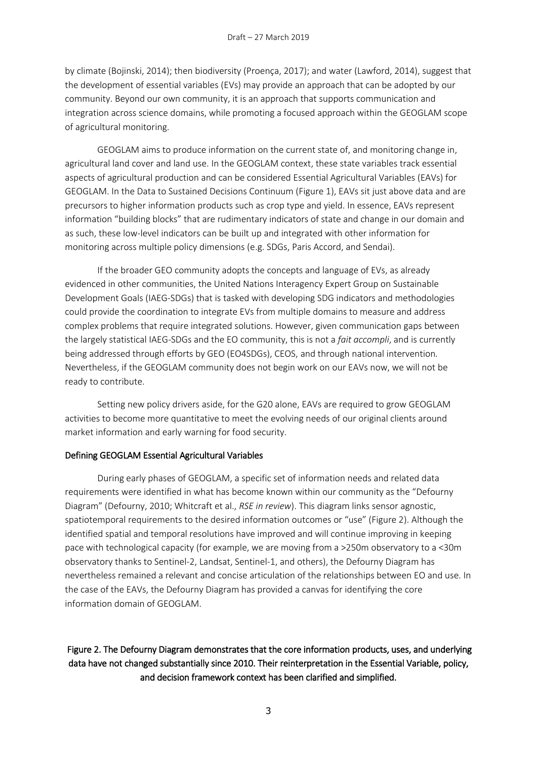by climate (Bojinski, 2014); then biodiversity (Proença, 2017); and water (Lawford, 2014), suggest that the development of essential variables (EVs) may provide an approach that can be adopted by our community. Beyond our own community, it is an approach that supports communication and integration across science domains, while promoting a focused approach within the GEOGLAM scope of agricultural monitoring.

GEOGLAM aims to produce information on the current state of, and monitoring change in, agricultural land cover and land use. In the GEOGLAM context, these state variables track essential aspects of agricultural production and can be considered Essential Agricultural Variables (EAVs) for GEOGLAM. In the Data to Sustained Decisions Continuum (Figure 1), EAVs sit just above data and are precursors to higher information products such as crop type and yield. In essence, EAVs represent information "building blocks" that are rudimentary indicators of state and change in our domain and as such, these low-level indicators can be built up and integrated with other information for monitoring across multiple policy dimensions (e.g. SDGs, Paris Accord, and Sendai).

If the broader GEO community adopts the concepts and language of EVs, as already evidenced in other communities, the United Nations Interagency Expert Group on Sustainable Development Goals (IAEG-SDGs) that is tasked with developing SDG indicators and methodologies could provide the coordination to integrate EVs from multiple domains to measure and address complex problems that require integrated solutions. However, given communication gaps between the largely statistical IAEG-SDGs and the EO community, this is not a *fait accompli*, and is currently being addressed through efforts by GEO (EO4SDGs), CEOS, and through national intervention. Nevertheless, if the GEOGLAM community does not begin work on our EAVs now, we will not be ready to contribute.

Setting new policy drivers aside, for the G20 alone, EAVs are required to grow GEOGLAM activities to become more quantitative to meet the evolving needs of our original clients around market information and early warning for food security.

## Defining GEOGLAM Essential Agricultural Variables

During early phases of GEOGLAM, a specific set of information needs and related data requirements were identified in what has become known within our community as the "Defourny Diagram" (Defourny, 2010; Whitcraft et al., *RSE in review*). This diagram links sensor agnostic, spatiotemporal requirements to the desired information outcomes or "use" (Figure 2). Although the identified spatial and temporal resolutions have improved and will continue improving in keeping pace with technological capacity (for example, we are moving from a >250m observatory to a <30m observatory thanks to Sentinel-2, Landsat, Sentinel-1, and others), the Defourny Diagram has nevertheless remained a relevant and concise articulation of the relationships between EO and use. In the case of the EAVs, the Defourny Diagram has provided a canvas for identifying the core information domain of GEOGLAM.

**Figure 2. The Defourny Diagram demonstrates that the core information products, uses, and underlying data have not changed substantially since 2010. Their reinterpretation in the Essential Variable, policy, and decision framework context has been clarified and simplified.**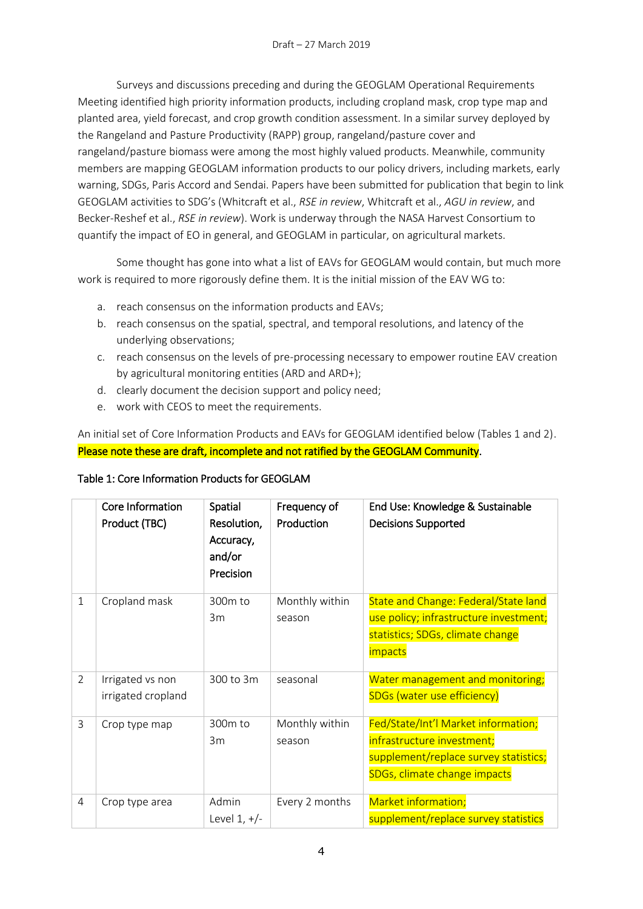Surveys and discussions preceding and during the GEOGLAM Operational Requirements Meeting identified high priority information products, including cropland mask, crop type map and planted area, yield forecast, and crop growth condition assessment. In a similar survey deployed by the Rangeland and Pasture Productivity (RAPP) group, rangeland/pasture cover and rangeland/pasture biomass were among the most highly valued products. Meanwhile, community members are mapping GEOGLAM information products to our policy drivers, including markets, early warning, SDGs, Paris Accord and Sendai. Papers have been submitted for publication that begin to link GEOGLAM activities to SDG's (Whitcraft et al., *RSE in review*, Whitcraft et al., *AGU in review*, and Becker-Reshef et al., *RSE in review*). Work is underway through the NASA Harvest Consortium to quantify the impact of EO in general, and GEOGLAM in particular, on agricultural markets.

Some thought has gone into what a list of EAVs for GEOGLAM would contain, but much more work is required to more rigorously define them. It is the initial mission of the EAV WG to:

a. reach consensus on the information products and EAVs;
b. reach consensus on the spatial, spectral, and temporal resolutions, and latency of the underlying observations;
c. reach consensus on the levels of pre-processing necessary to empower routine EAV creation by agricultural monitoring entities (ARD and ARD+);
d. clearly document the decision support and policy need;
e. work with CEOS to meet the requirements.

An initial set of Core Information Products and EAVs for GEOGLAM identified below (Tables 1 and 2). Please note these are draft, incomplete and not ratified by the GEOGLAM Community.

Table 1: Core Information Products for GEOGLAM

| | Core Information Product (TBC) | Spatial Resolution, Accuracy, and/or Precision | Frequency of Production | End Use: Knowledge & Sustainable Decisions Supported |
|---|---|---|---|---|
| 1 | Cropland mask | 300m to 3m | Monthly within season | State and Change: Federal/State land use policy; infrastructure investment; statistics; SDGs, climate change impacts |
| 2 | Irrigated vs non irrigated cropland | 300 to 3m | seasonal | Water management and monitoring; SDGs (water use efficiency) |
| 3 | Crop type map | 300m to 3m | Monthly within season | Fed/State/Int'l Market information; infrastructure investment; supplement/replace survey statistics; SDGs, climate change impacts |
| 4 | Crop type area | Admin Level 1, +/- | Every 2 months | Market information; supplement/replace survey statistics |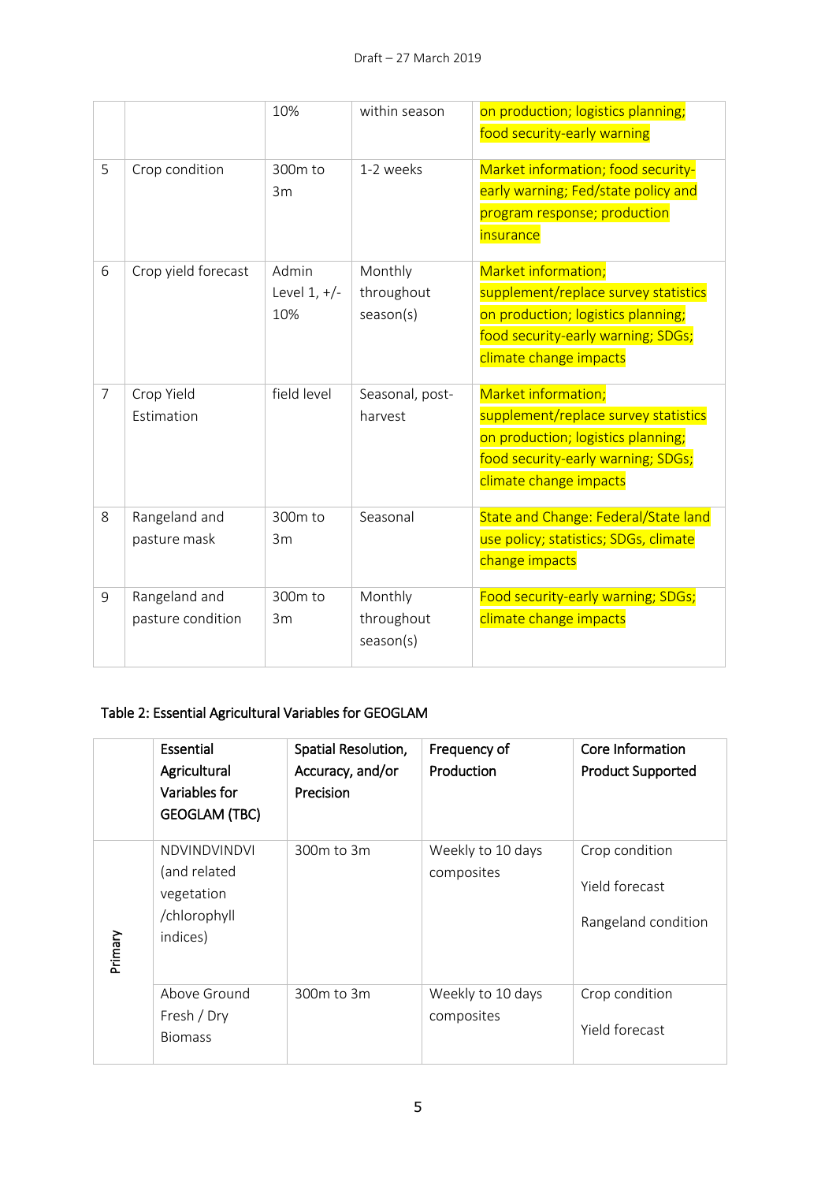Draft – 27 March 2019

| | | 10% | within season | on production; logistics planning; food security-early warning |
|---|---|---|---|---|
| 5 | Crop condition | 300m to 3m | 1-2 weeks | Market information; food security-early warning; Fed/state policy and program response; production insurance |
| 6 | Crop yield forecast | Admin Level 1, +/- 10% | Monthly throughout season(s) | Market information; supplement/replace survey statistics on production; logistics planning; food security-early warning; SDGs; climate change impacts |
| 7 | Crop Yield Estimation | field level | Seasonal, post-harvest | Market information; supplement/replace survey statistics on production; logistics planning; food security-early warning; SDGs; climate change impacts |
| 8 | Rangeland and pasture mask | 300m to 3m | Seasonal | State and Change: Federal/State land use policy; statistics; SDGs, climate change impacts |
| 9 | Rangeland and pasture condition | 300m to 3m | Monthly throughout season(s) | Food security-early warning; SDGs; climate change impacts |

Table 2: Essential Agricultural Variables for GEOGLAM

| | **Essential Agricultural Variables for GEOGLAM (TBC)** | **Spatial Resolution, Accuracy, and/or Precision** | **Frequency of Production** | **Core Information Product Supported** |
|---|---|---|---|---|
| Primary | NDVINDVINDVI (and related vegetation /chlorophyll indices) | 300m to 3m | Weekly to 10 days composites | Crop condition<br>Yield forecast<br>Rangeland condition |
| | Above Ground Fresh / Dry Biomass | 300m to 3m | Weekly to 10 days composites | Crop condition<br>Yield forecast |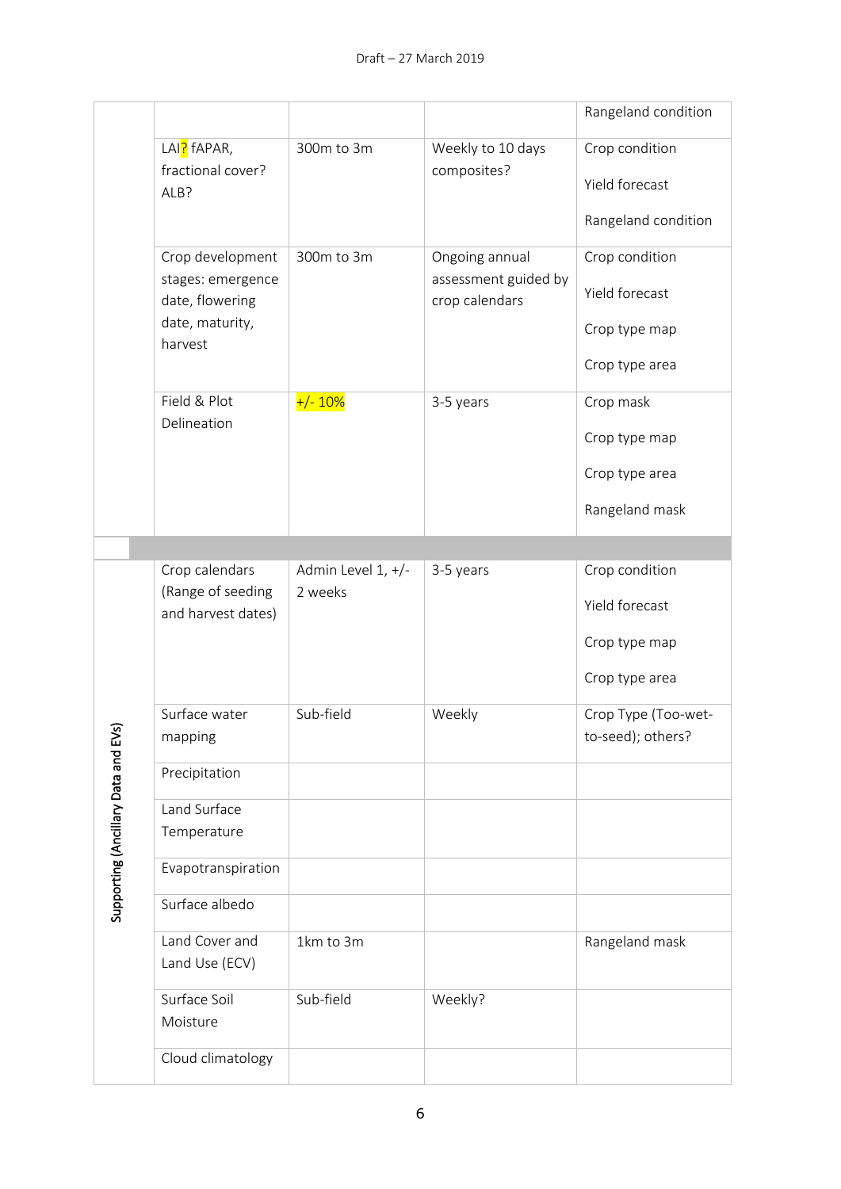| | | | | |
|---|---|---|---|---|
| | | | | Rangeland condition |
| | LAI? fAPAR, fractional cover? ALB? | 300m to 3m | Weekly to 10 days composites? | Crop condition<br>Yield forecast<br>Rangeland condition |
| | Crop development stages: emergence date, flowering date, maturity, harvest | 300m to 3m | Ongoing annual assessment guided by crop calendars | Crop condition<br>Yield forecast<br>Crop type map<br>Crop type area |
| | Field & Plot Delineation | +/- 10% | 3-5 years | Crop mask<br>Crop type map<br>Crop type area<br>Rangeland mask |
| | | | | |
| Supporting (Ancillary Data and EVs) | Crop calendars (Range of seeding and harvest dates) | Admin Level 1, +/- 2 weeks | 3-5 years | Crop condition<br>Yield forecast<br>Crop type map<br>Crop type area |
| | Surface water mapping | Sub-field | Weekly | Crop Type (Too-wet-to-seed); others? |
| | Precipitation | | | |
| | Land Surface Temperature | | | |
| | Evapotranspiration | | | |
| | Surface albedo | | | |
| | Land Cover and Land Use (ECV) | 1km to 3m | | Rangeland mask |
| | Surface Soil Moisture | Sub-field | Weekly? | |
| | Cloud climatology | | | |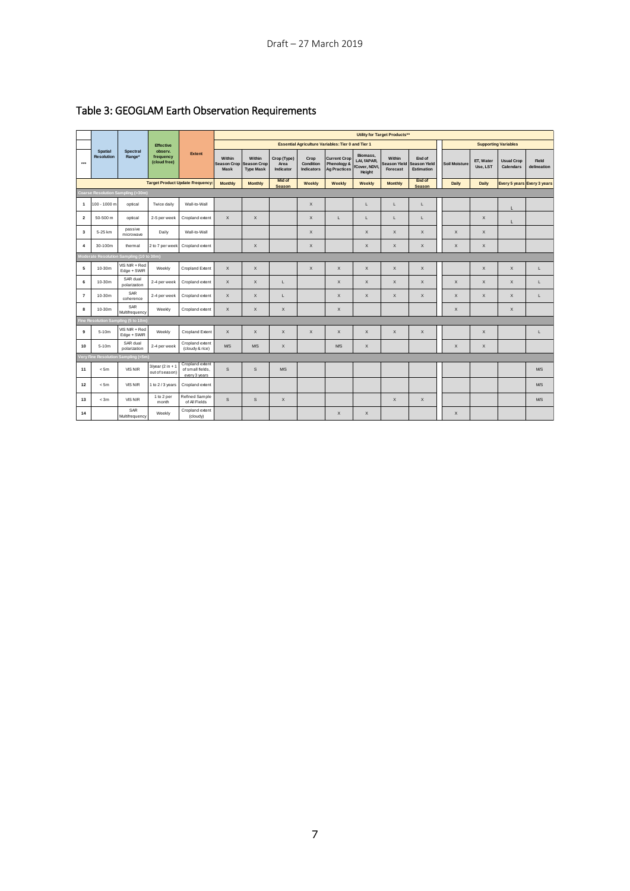## Table 3: GEOGLAM Earth Observation Requirements

| | | | | | Utility for Target Products** | | | | | | | | | | | |
|---|---|---|---|---|---|---|---|---|---|---|---|---|---|---|---|---|
| | | | | | Essential Agriculture Variables: Tier 0 and Tier 1 | | | | | | | | Supporting Variables | | | |
| *** | Spatial Resolution | Spectral Range* | Effective observ. frequency (cloud free) | Extent | Within Season Crop Mask | Within Season Crop Type Mask | Crop (Type) Area Indicator | Crop Condition Indicators | Current Crop Phenology & Ag Practices | Biomass, LAI, fAPAR, fCover, NDVI, Height | Within Season Yield Forecast | End of Season Yield Estimation | Soil Moisture | ET, Water Use, LST | Usual Crop Calendars | Field delineation |
| | | | | Target Product Update Frequency: | Monthly | Monthly | Mid of Season | Weekly | Weekly | Weekly | Monthly | End of Season | Daily | Daily | Every 5 years | Every 3 years |
| Coarse Resolution Sampling (>30m) | | | | | | | | | | | | | | | | |
| 1 | 100 - 1000 m | optical | Twice daily | Wall-to-Wall | | | | X | | L | L | L | | | L | |
| 2 | 50-500 m | optical | 2-5 per week | Cropland extent | X | X | | X | L | L | L | L | | X | L | |
| 3 | 5-25 km | passive microwave | Daily | Wall-to-Wall | | | | X | | X | X | X | X | X | | |
| 4 | 30-100m | thermal | 2 to 7 per week | Cropland extent | | X | | X | | X | X | X | X | X | | |
| Moderate Resolution Sampling (10 to 30m) | | | | | | | | | | | | | | | | |
| 5 | 10-30m | VIS NIR + Red Edge + SWIR | Weekly | Cropland Extent | X | X | | X | X | X | X | X | | X | X | L |
| 6 | 10-30m | SAR dual polarization | 2-4 per week | Cropland extent | X | X | L | | X | X | X | X | X | X | X | L |
| 7 | 10-30m | SAR coherence | 2-4 per week | Cropland extent | X | X | L | | X | X | X | X | X | X | X | L |
| 8 | 10-30m | SAR Multifrequency | Weekly | Cropland extent | X | X | X | | X | | | | X | | X | |
| Fine Resolution Sampling (5 to 10m) | | | | | | | | | | | | | | | | |
| 9 | 5-10m | VIS NIR + Red Edge + SWIR | Weekly | Cropland Extent | X | X | X | X | X | X | X | X | | X | | L |
| 10 | 5-10m | SAR dual polarization | 2-4 per week | Cropland extent (cloudy & rice) | M/S | M/S | X | | M/S | X | | | X | X | | |
| Very Fine Resolution Sampling (<5m) | | | | | | | | | | | | | | | | |
| 11 | < 5m | VIS NIR | 3/year (2 in + 1 out of season) | Cropland extent of small fields, every 3 years | S | S | M/S | | | | | | | | | M/S |
| 12 | < 5m | VIS NIR | 1 to 2 / 3 years | Cropland extent | | | | | | | | | | | | M/S |
| 13 | < 3m | VIS NIR | 1 to 2 per month | Refined Sample of All Fields | S | S | X | | | | X | X | | | | M/S |
| 14 | | SAR Multifrequency | Weekly | Cropland extent (cloudy) | | | | | X | X | | | X | | | |